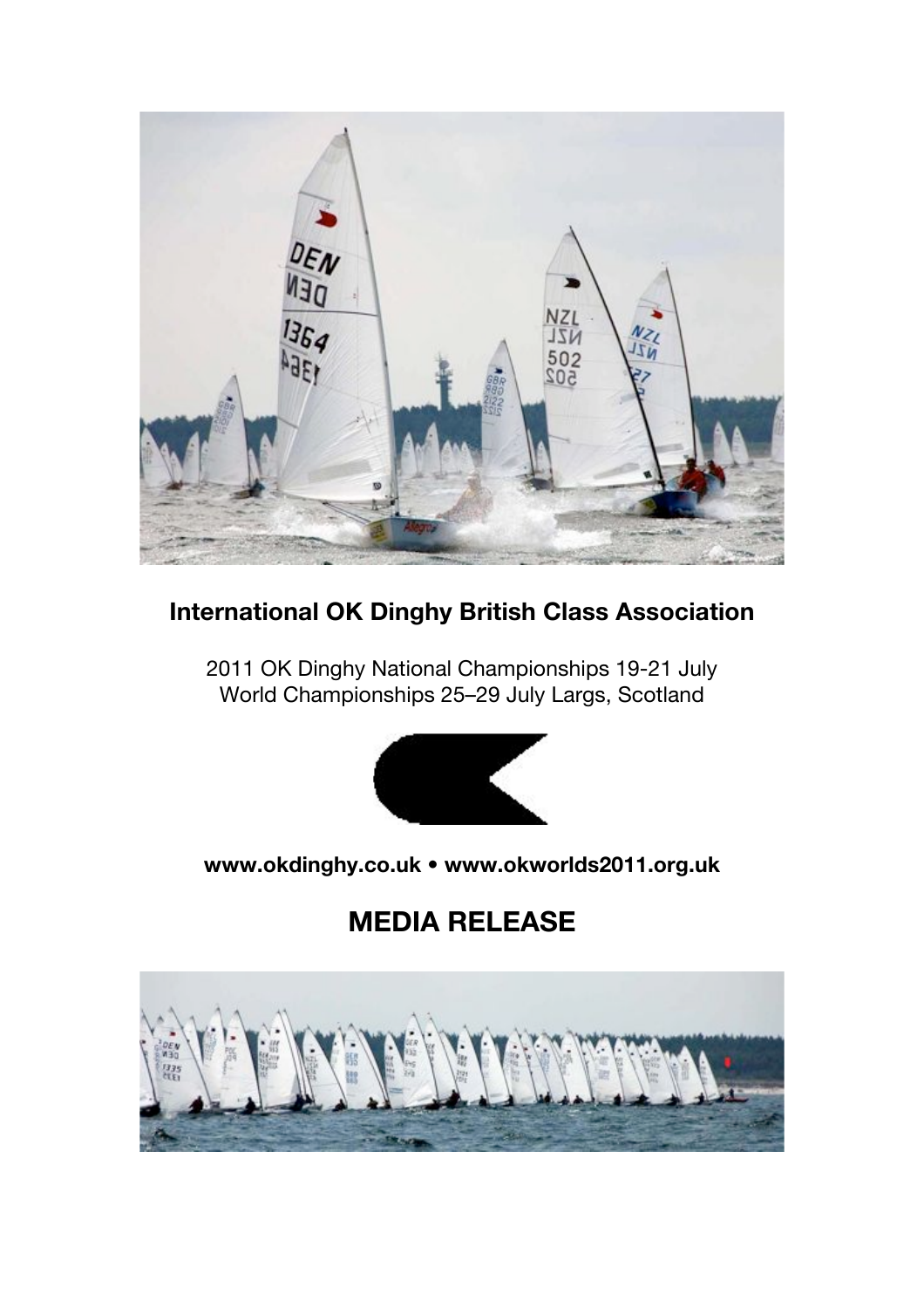**International OK Dinghy British Class Association**

2011 OK Dinghy National Championships 19-21 July
World Championships 25–29 July Largs, Scotland

**www.okdinghy.co.uk • www.okworlds2011.org.uk**

## MEDIA RELEASE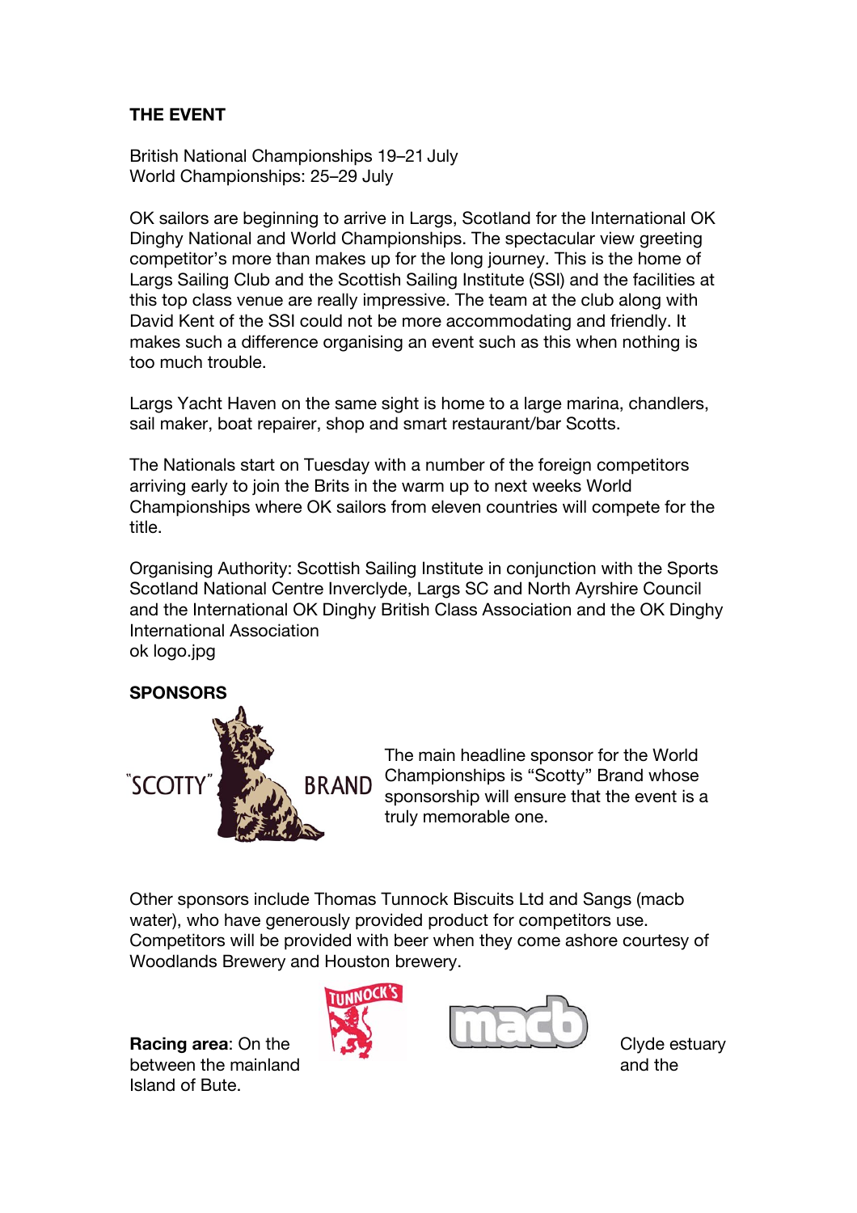**THE EVENT**

British National Championships 19–21 July
World Championships: 25–29 July

OK sailors are beginning to arrive in Largs, Scotland for the International OK Dinghy National and World Championships. The spectacular view greeting competitor's more than makes up for the long journey. This is the home of Largs Sailing Club and the Scottish Sailing Institute (SSI) and the facilities at this top class venue are really impressive. The team at the club along with David Kent of the SSI could not be more accommodating and friendly. It makes such a difference organising an event such as this when nothing is too much trouble.

Largs Yacht Haven on the same sight is home to a large marina, chandlers, sail maker, boat repairer, shop and smart restaurant/bar Scotts.

The Nationals start on Tuesday with a number of the foreign competitors arriving early to join the Brits in the warm up to next weeks World Championships where OK sailors from eleven countries will compete for the title.

Organising Authority: Scottish Sailing Institute in conjunction with the Sports Scotland National Centre Inverclyde, Largs SC and North Ayrshire Council and the International OK Dinghy British Class Association and the OK Dinghy International Association
ok logo.jpg

**SPONSORS**

"SCOTTY" BRAND

The main headline sponsor for the World Championships is "Scotty" Brand whose sponsorship will ensure that the event is a truly memorable one.

Other sponsors include Thomas Tunnock Biscuits Ltd and Sangs (macb water), who have generously provided product for competitors use. Competitors will be provided with beer when they come ashore courtesy of Woodlands Brewery and Houston brewery.

TUNNOCK'S

macb

**Racing area**: On the Clyde estuary between the mainland and the Island of Bute.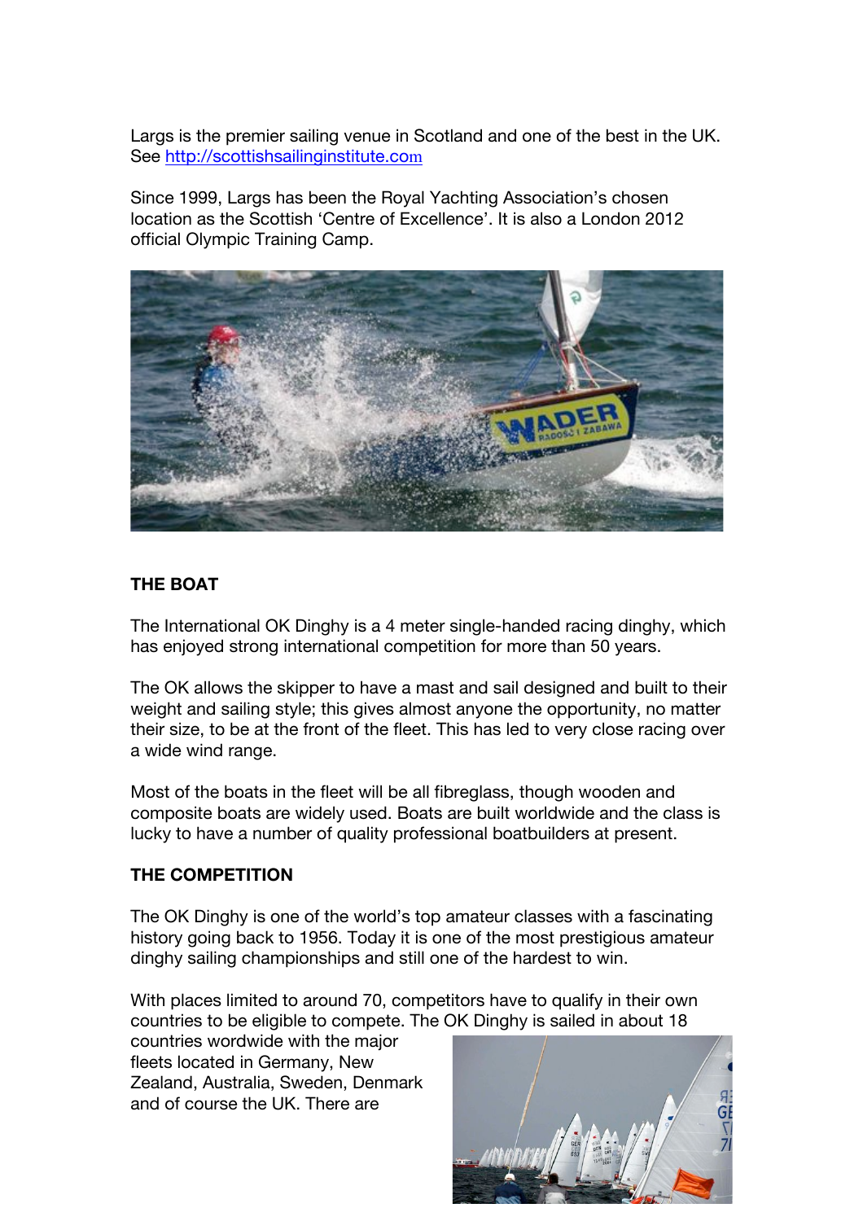Largs is the premier sailing venue in Scotland and one of the best in the UK. See http://scottishsailinginstitute.com

Since 1999, Largs has been the Royal Yachting Association's chosen location as the Scottish 'Centre of Excellence'. It is also a London 2012 official Olympic Training Camp.

## THE BOAT

The International OK Dinghy is a 4 meter single-handed racing dinghy, which has enjoyed strong international competition for more than 50 years.

The OK allows the skipper to have a mast and sail designed and built to their weight and sailing style; this gives almost anyone the opportunity, no matter their size, to be at the front of the fleet. This has led to very close racing over a wide wind range.

Most of the boats in the fleet will be all fibreglass, though wooden and composite boats are widely used. Boats are built worldwide and the class is lucky to have a number of quality professional boatbuilders at present.

## THE COMPETITION

The OK Dinghy is one of the world's top amateur classes with a fascinating history going back to 1956. Today it is one of the most prestigious amateur dinghy sailing championships and still one of the hardest to win.

With places limited to around 70, competitors have to qualify in their own countries to be eligible to compete. The OK Dinghy is sailed in about 18 countries wordwide with the major fleets located in Germany, New Zealand, Australia, Sweden, Denmark and of course the UK. There are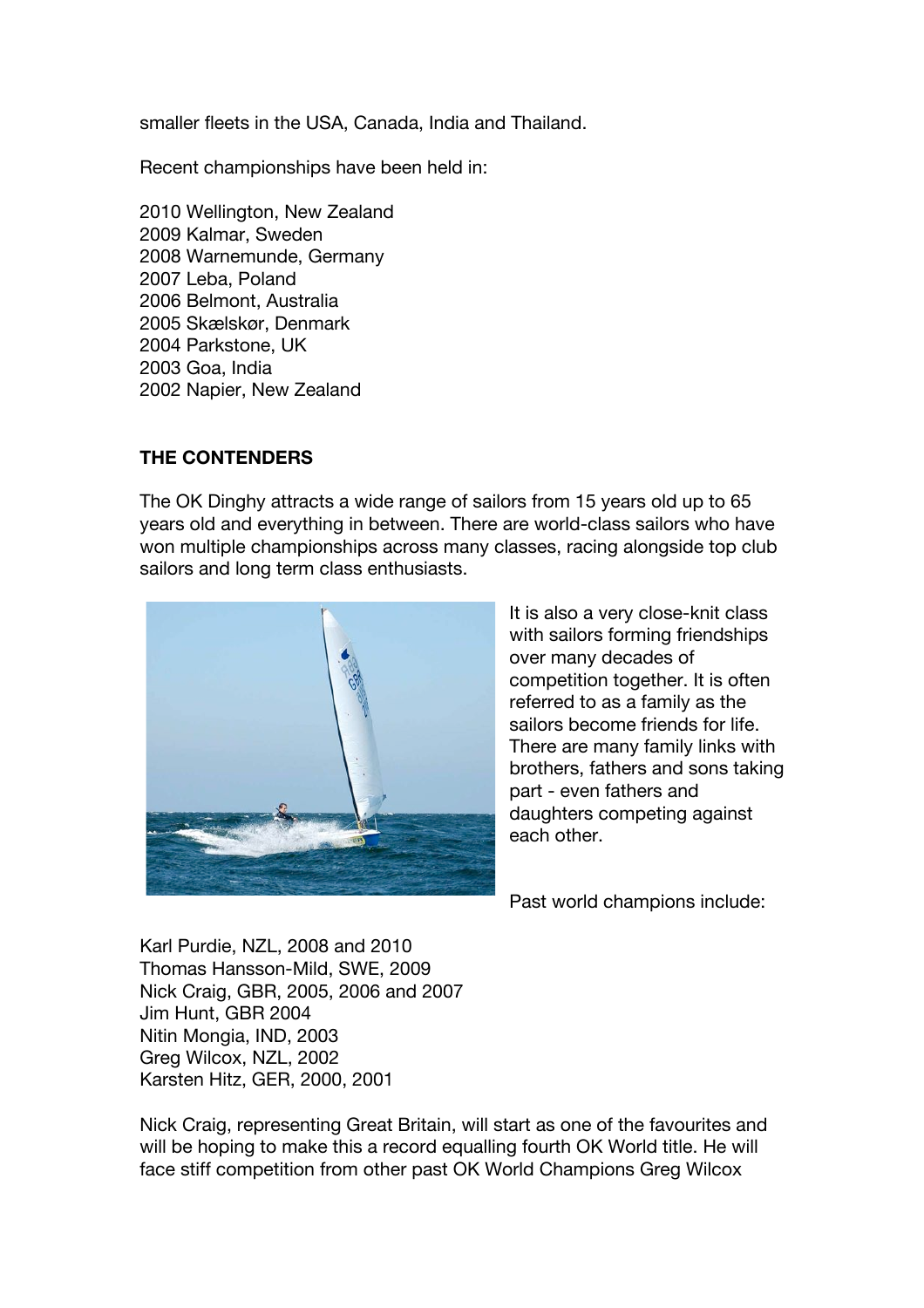smaller fleets in the USA, Canada, India and Thailand.

Recent championships have been held in:

2010 Wellington, New Zealand
2009 Kalmar, Sweden
2008 Warnemunde, Germany
2007 Leba, Poland
2006 Belmont, Australia
2005 Skælskør, Denmark
2004 Parkstone, UK
2003 Goa, India
2002 Napier, New Zealand

**THE CONTENDERS**

The OK Dinghy attracts a wide range of sailors from 15 years old up to 65 years old and everything in between. There are world-class sailors who have won multiple championships across many classes, racing alongside top club sailors and long term class enthusiasts.

It is also a very close-knit class with sailors forming friendships over many decades of competition together. It is often referred to as a family as the sailors become friends for life. There are many family links with brothers, fathers and sons taking part - even fathers and daughters competing against each other.

Past world champions include:

Karl Purdie, NZL, 2008 and 2010
Thomas Hansson-Mild, SWE, 2009
Nick Craig, GBR, 2005, 2006 and 2007
Jim Hunt, GBR 2004
Nitin Mongia, IND, 2003
Greg Wilcox, NZL, 2002
Karsten Hitz, GER, 2000, 2001

Nick Craig, representing Great Britain, will start as one of the favourites and will be hoping to make this a record equalling fourth OK World title. He will face stiff competition from other past OK World Champions Greg Wilcox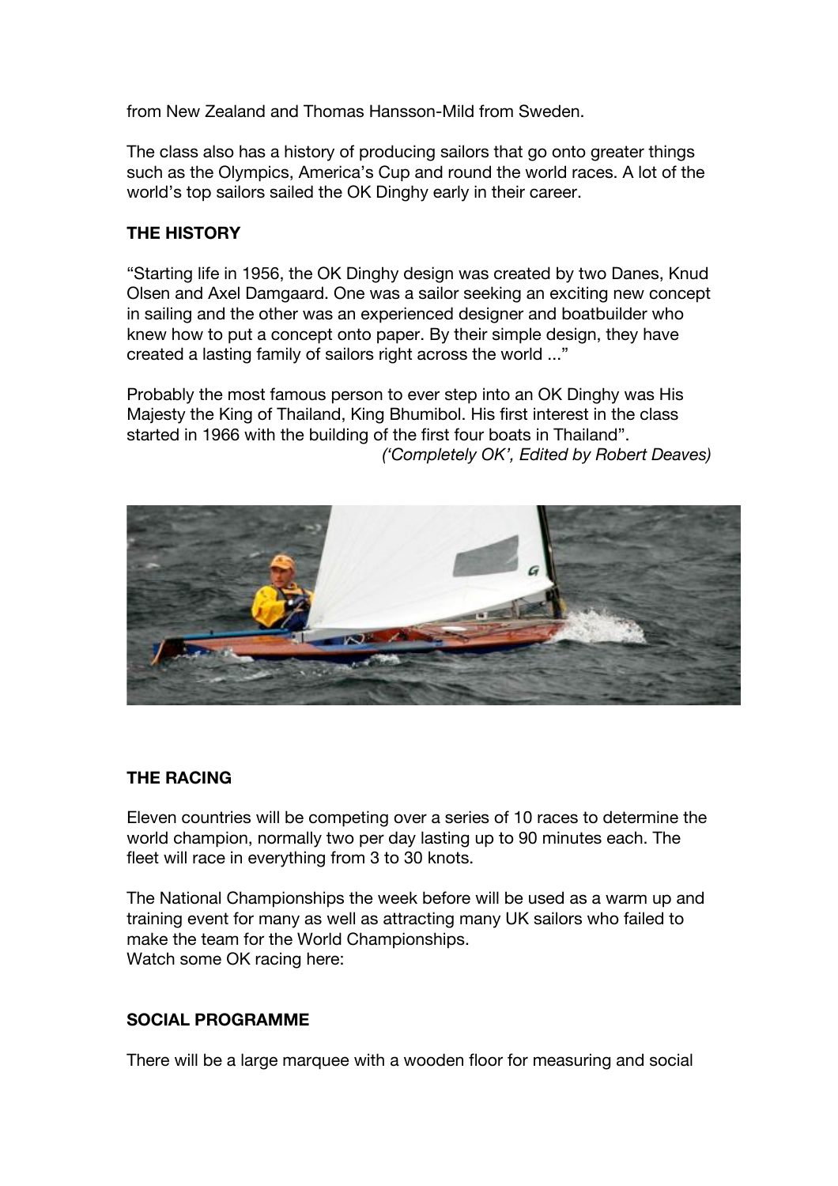from New Zealand and Thomas Hansson-Mild from Sweden.

The class also has a history of producing sailors that go onto greater things such as the Olympics, America's Cup and round the world races. A lot of the world's top sailors sailed the OK Dinghy early in their career.

**THE HISTORY**

"Starting life in 1956, the OK Dinghy design was created by two Danes, Knud Olsen and Axel Damgaard. One was a sailor seeking an exciting new concept in sailing and the other was an experienced designer and boatbuilder who knew how to put a concept onto paper. By their simple design, they have created a lasting family of sailors right across the world ..."

Probably the most famous person to ever step into an OK Dinghy was His Majesty the King of Thailand, King Bhumibol. His first interest in the class started in 1966 with the building of the first four boats in Thailand".

*('Completely OK', Edited by Robert Deaves)*

**THE RACING**

Eleven countries will be competing over a series of 10 races to determine the world champion, normally two per day lasting up to 90 minutes each. The fleet will race in everything from 3 to 30 knots.

The National Championships the week before will be used as a warm up and training event for many as well as attracting many UK sailors who failed to make the team for the World Championships.
Watch some OK racing here:

**SOCIAL PROGRAMME**

There will be a large marquee with a wooden floor for measuring and social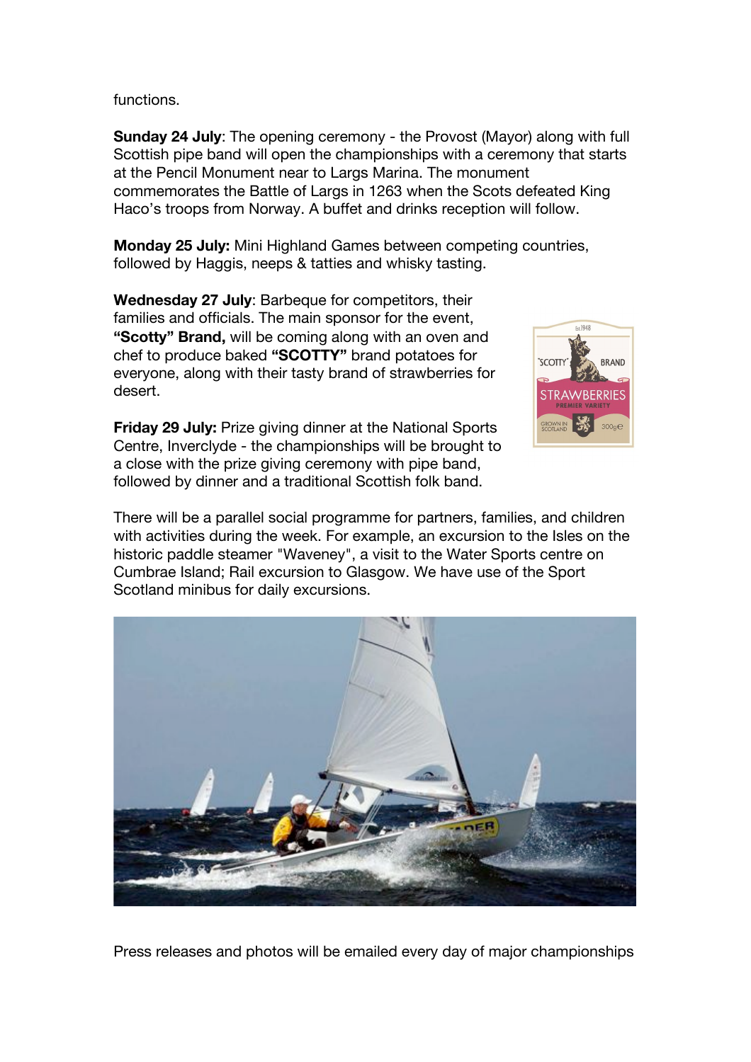functions.

**Sunday 24 July**: The opening ceremony - the Provost (Mayor) along with full Scottish pipe band will open the championships with a ceremony that starts at the Pencil Monument near to Largs Marina. The monument commemorates the Battle of Largs in 1263 when the Scots defeated King Haco's troops from Norway. A buffet and drinks reception will follow.

**Monday 25 July:** Mini Highland Games between competing countries, followed by Haggis, neeps & tatties and whisky tasting.

**Wednesday 27 July**: Barbeque for competitors, their families and officials. The main sponsor for the event, **"Scotty" Brand,** will be coming along with an oven and chef to produce baked **"SCOTTY"** brand potatoes for everyone, along with their tasty brand of strawberries for desert.

**Friday 29 July:** Prize giving dinner at the National Sports Centre, Inverclyde - the championships will be brought to a close with the prize giving ceremony with pipe band, followed by dinner and a traditional Scottish folk band.

There will be a parallel social programme for partners, families, and children with activities during the week. For example, an excursion to the Isles on the historic paddle steamer "Waveney", a visit to the Water Sports centre on Cumbrae Island; Rail excursion to Glasgow. We have use of the Sport Scotland minibus for daily excursions.

Press releases and photos will be emailed every day of major championships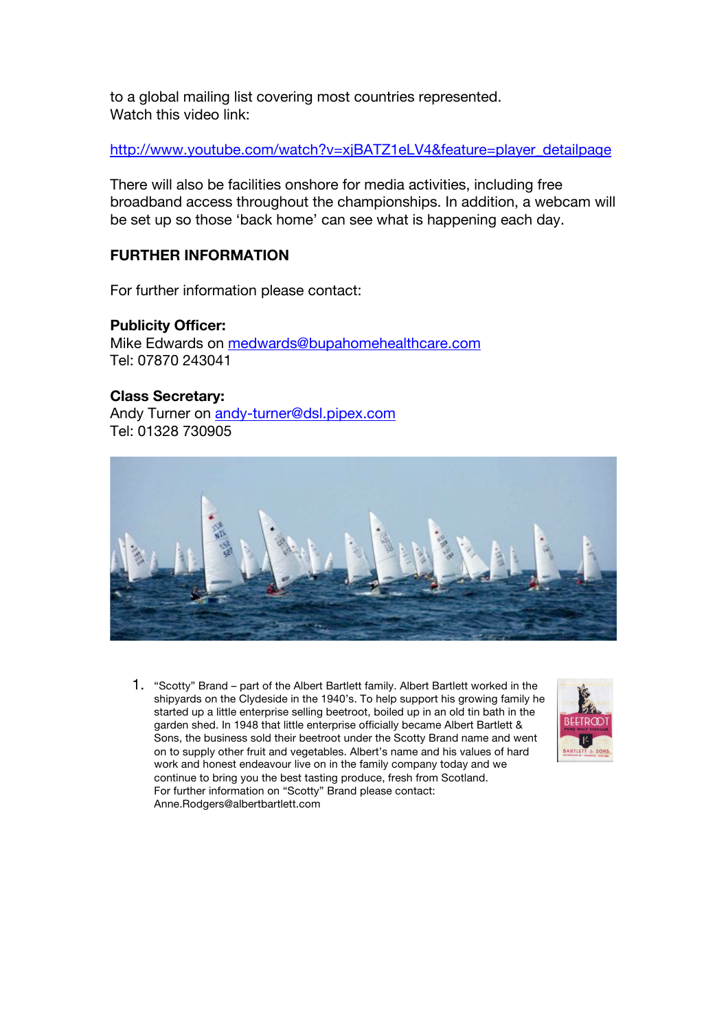to a global mailing list covering most countries represented.
Watch this video link:

http://www.youtube.com/watch?v=xjBATZ1eLV4&feature=player_detailpage

There will also be facilities onshore for media activities, including free broadband access throughout the championships. In addition, a webcam will be set up so those 'back home' can see what is happening each day.

## FURTHER INFORMATION

For further information please contact:

**Publicity Officer:**
Mike Edwards on medwards@bupahomehealthcare.com
Tel: 07870 243041

**Class Secretary:**
Andy Turner on andy-turner@dsl.pipex.com
Tel: 01328 730905

1. "Scotty" Brand – part of the Albert Bartlett family. Albert Bartlett worked in the shipyards on the Clydeside in the 1940's. To help support his growing family he started up a little enterprise selling beetroot, boiled up in an old tin bath in the garden shed. In 1948 that little enterprise officially became Albert Bartlett & Sons, the business sold their beetroot under the Scotty Brand name and went on to supply other fruit and vegetables. Albert's name and his values of hard work and honest endeavour live on in the family company today and we continue to bring you the best tasting produce, fresh from Scotland.
   For further information on "Scotty" Brand please contact:
   Anne.Rodgers@albertbartlett.com